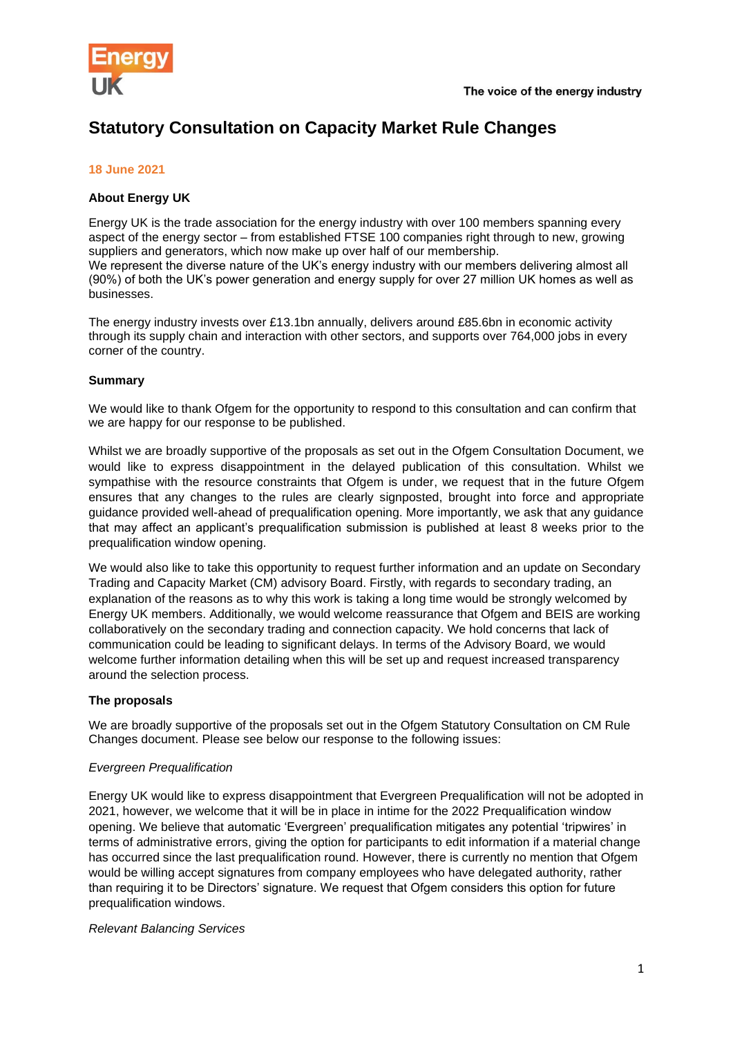# Statutory Consultation on Capacity Market Rule Changes

**18 June 2021**

### About Energy UK

Energy UK is the trade association for the energy industry with over 100 members spanning every aspect of the energy sector – from established FTSE 100 companies right through to new, growing suppliers and generators, which now make up over half of our membership.
We represent the diverse nature of the UK's energy industry with our members delivering almost all (90%) of both the UK's power generation and energy supply for over 27 million UK homes as well as businesses.

The energy industry invests over £13.1bn annually, delivers around £85.6bn in economic activity through its supply chain and interaction with other sectors, and supports over 764,000 jobs in every corner of the country.

### Summary

We would like to thank Ofgem for the opportunity to respond to this consultation and can confirm that we are happy for our response to be published.

Whilst we are broadly supportive of the proposals as set out in the Ofgem Consultation Document, we would like to express disappointment in the delayed publication of this consultation. Whilst we sympathise with the resource constraints that Ofgem is under, we request that in the future Ofgem ensures that any changes to the rules are clearly signposted, brought into force and appropriate guidance provided well-ahead of prequalification opening. More importantly, we ask that any guidance that may affect an applicant's prequalification submission is published at least 8 weeks prior to the prequalification window opening.

We would also like to take this opportunity to request further information and an update on Secondary Trading and Capacity Market (CM) advisory Board. Firstly, with regards to secondary trading, an explanation of the reasons as to why this work is taking a long time would be strongly welcomed by Energy UK members. Additionally, we would welcome reassurance that Ofgem and BEIS are working collaboratively on the secondary trading and connection capacity. We hold concerns that lack of communication could be leading to significant delays. In terms of the Advisory Board, we would welcome further information detailing when this will be set up and request increased transparency around the selection process.

### The proposals

We are broadly supportive of the proposals set out in the Ofgem Statutory Consultation on CM Rule Changes document. Please see below our response to the following issues:

*Evergreen Prequalification*

Energy UK would like to express disappointment that Evergreen Prequalification will not be adopted in 2021, however, we welcome that it will be in place in intime for the 2022 Prequalification window opening. We believe that automatic 'Evergreen' prequalification mitigates any potential 'tripwires' in terms of administrative errors, giving the option for participants to edit information if a material change has occurred since the last prequalification round. However, there is currently no mention that Ofgem would be willing accept signatures from company employees who have delegated authority, rather than requiring it to be Directors' signature. We request that Ofgem considers this option for future prequalification windows.

*Relevant Balancing Services*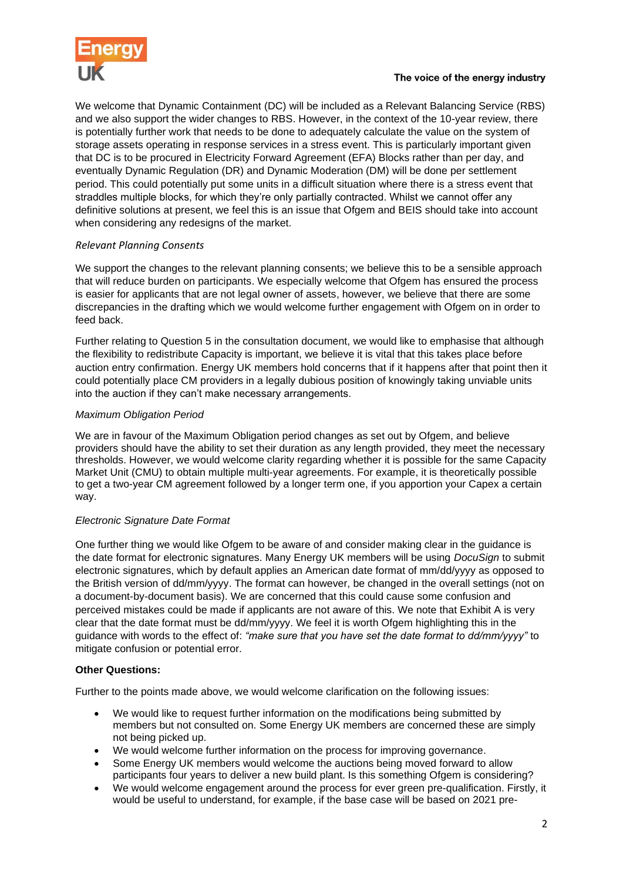We welcome that Dynamic Containment (DC) will be included as a Relevant Balancing Service (RBS) and we also support the wider changes to RBS. However, in the context of the 10-year review, there is potentially further work that needs to be done to adequately calculate the value on the system of storage assets operating in response services in a stress event. This is particularly important given that DC is to be procured in Electricity Forward Agreement (EFA) Blocks rather than per day, and eventually Dynamic Regulation (DR) and Dynamic Moderation (DM) will be done per settlement period. This could potentially put some units in a difficult situation where there is a stress event that straddles multiple blocks, for which they're only partially contracted. Whilst we cannot offer any definitive solutions at present, we feel this is an issue that Ofgem and BEIS should take into account when considering any redesigns of the market.

*Relevant Planning Consents*

We support the changes to the relevant planning consents; we believe this to be a sensible approach that will reduce burden on participants. We especially welcome that Ofgem has ensured the process is easier for applicants that are not legal owner of assets, however, we believe that there are some discrepancies in the drafting which we would welcome further engagement with Ofgem on in order to feed back.

Further relating to Question 5 in the consultation document, we would like to emphasise that although the flexibility to redistribute Capacity is important, we believe it is vital that this takes place before auction entry confirmation. Energy UK members hold concerns that if it happens after that point then it could potentially place CM providers in a legally dubious position of knowingly taking unviable units into the auction if they can't make necessary arrangements.

*Maximum Obligation Period*

We are in favour of the Maximum Obligation period changes as set out by Ofgem, and believe providers should have the ability to set their duration as any length provided, they meet the necessary thresholds. However, we would welcome clarity regarding whether it is possible for the same Capacity Market Unit (CMU) to obtain multiple multi-year agreements. For example, it is theoretically possible to get a two-year CM agreement followed by a longer term one, if you apportion your Capex a certain way.

*Electronic Signature Date Format*

One further thing we would like Ofgem to be aware of and consider making clear in the guidance is the date format for electronic signatures. Many Energy UK members will be using *DocuSign* to submit electronic signatures, which by default applies an American date format of mm/dd/yyyy as opposed to the British version of dd/mm/yyyy. The format can however, be changed in the overall settings (not on a document-by-document basis). We are concerned that this could cause some confusion and perceived mistakes could be made if applicants are not aware of this. We note that Exhibit A is very clear that the date format must be dd/mm/yyyy. We feel it is worth Ofgem highlighting this in the guidance with words to the effect of: *"make sure that you have set the date format to dd/mm/yyyy"* to mitigate confusion or potential error.

**Other Questions:**

Further to the points made above, we would welcome clarification on the following issues:

- We would like to request further information on the modifications being submitted by members but not consulted on. Some Energy UK members are concerned these are simply not being picked up.
- We would welcome further information on the process for improving governance.
- Some Energy UK members would welcome the auctions being moved forward to allow participants four years to deliver a new build plant. Is this something Ofgem is considering?
- We would welcome engagement around the process for ever green pre-qualification. Firstly, it would be useful to understand, for example, if the base case will be based on 2021 pre-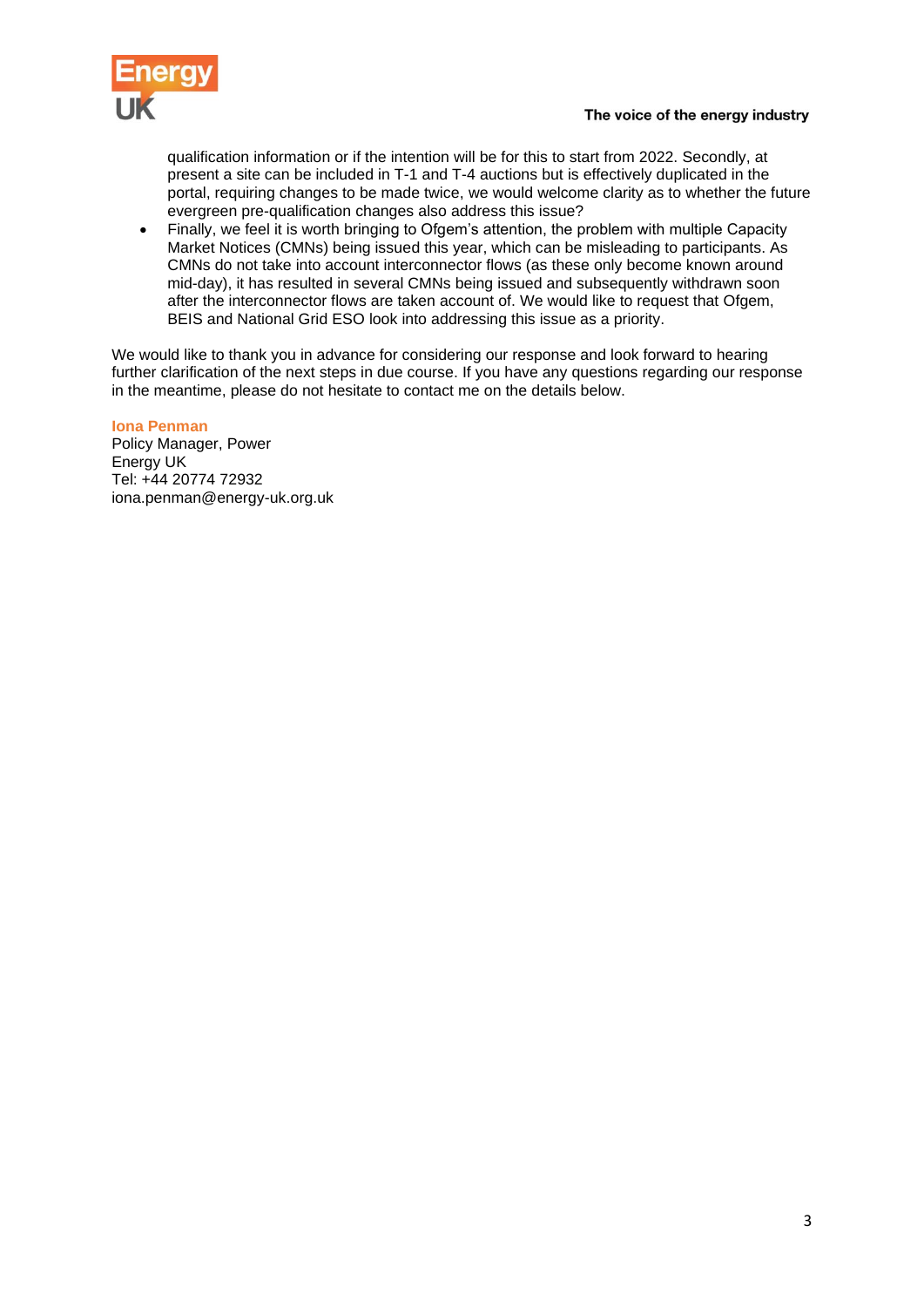qualification information or if the intention will be for this to start from 2022. Secondly, at present a site can be included in T-1 and T-4 auctions but is effectively duplicated in the portal, requiring changes to be made twice, we would welcome clarity as to whether the future evergreen pre-qualification changes also address this issue?

- Finally, we feel it is worth bringing to Ofgem's attention, the problem with multiple Capacity Market Notices (CMNs) being issued this year, which can be misleading to participants. As CMNs do not take into account interconnector flows (as these only become known around mid-day), it has resulted in several CMNs being issued and subsequently withdrawn soon after the interconnector flows are taken account of. We would like to request that Ofgem, BEIS and National Grid ESO look into addressing this issue as a priority.

We would like to thank you in advance for considering our response and look forward to hearing further clarification of the next steps in due course. If you have any questions regarding our response in the meantime, please do not hesitate to contact me on the details below.

**Iona Penman**
Policy Manager, Power
Energy UK
Tel: +44 20774 72932
iona.penman@energy-uk.org.uk